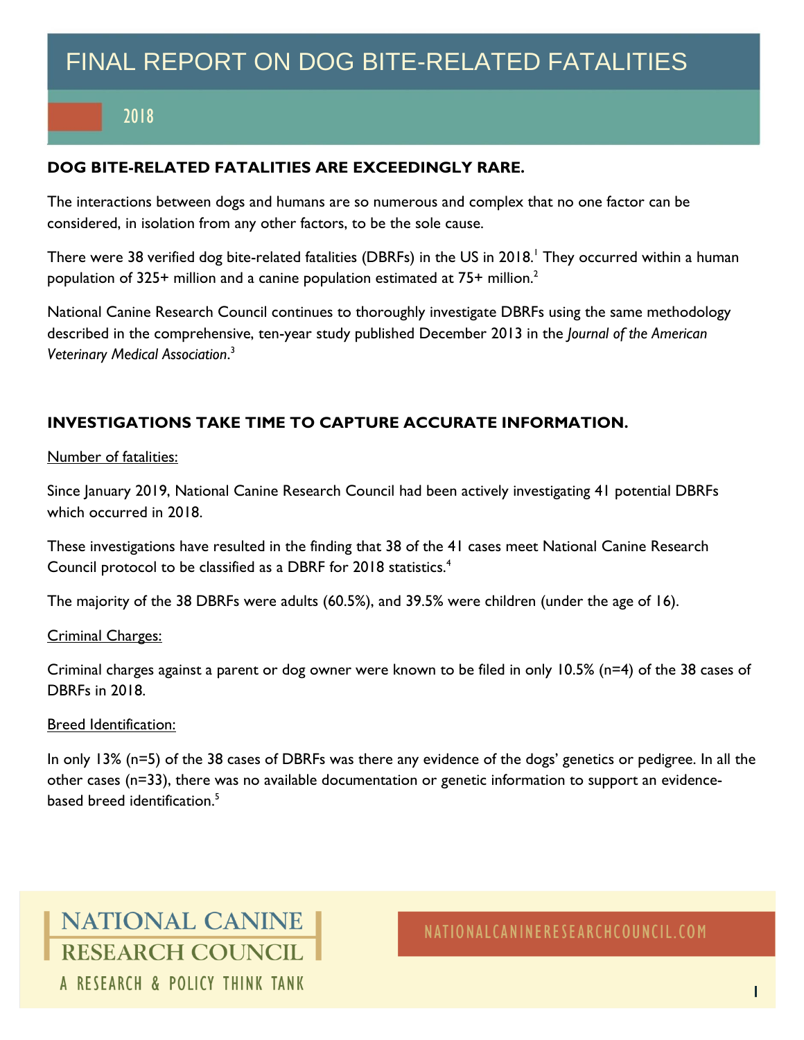# FINAL REPORT ON DOG BITE-RELATED FATALITIES

## 2018

### DOG BITE-RELATED FATALITIES ARE EXCEEDINGLY RARE.

The interactions between dogs and humans are so numerous and complex that no one factor can be considered, in isolation from any other factors, to be the sole cause.

There were 38 verified dog bite-related fatalities (DBRFs) in the US in 2018.[1] They occurred within a human population of 325+ million and a canine population estimated at 75+ million.[2]

National Canine Research Council continues to thoroughly investigate DBRFs using the same methodology described in the comprehensive, ten-year study published December 2013 in the *Journal of the American Veterinary Medical Association*.[3]

### INVESTIGATIONS TAKE TIME TO CAPTURE ACCURATE INFORMATION.

Number of fatalities:

Since January 2019, National Canine Research Council had been actively investigating 41 potential DBRFs which occurred in 2018.

These investigations have resulted in the finding that 38 of the 41 cases meet National Canine Research Council protocol to be classified as a DBRF for 2018 statistics.[4]

The majority of the 38 DBRFs were adults (60.5%), and 39.5% were children (under the age of 16).

Criminal Charges:

Criminal charges against a parent or dog owner were known to be filed in only 10.5% (n=4) of the 38 cases of DBRFs in 2018.

Breed Identification:

In only 13% (n=5) of the 38 cases of DBRFs was there any evidence of the dogs' genetics or pedigree. In all the other cases (n=33), there was no available documentation or genetic information to support an evidence-based breed identification.[5]

NATIONAL CANINE RESEARCH COUNCIL

A RESEARCH & POLICY THINK TANK

NATIONALCANINERESEARCHCOUNCIL.COM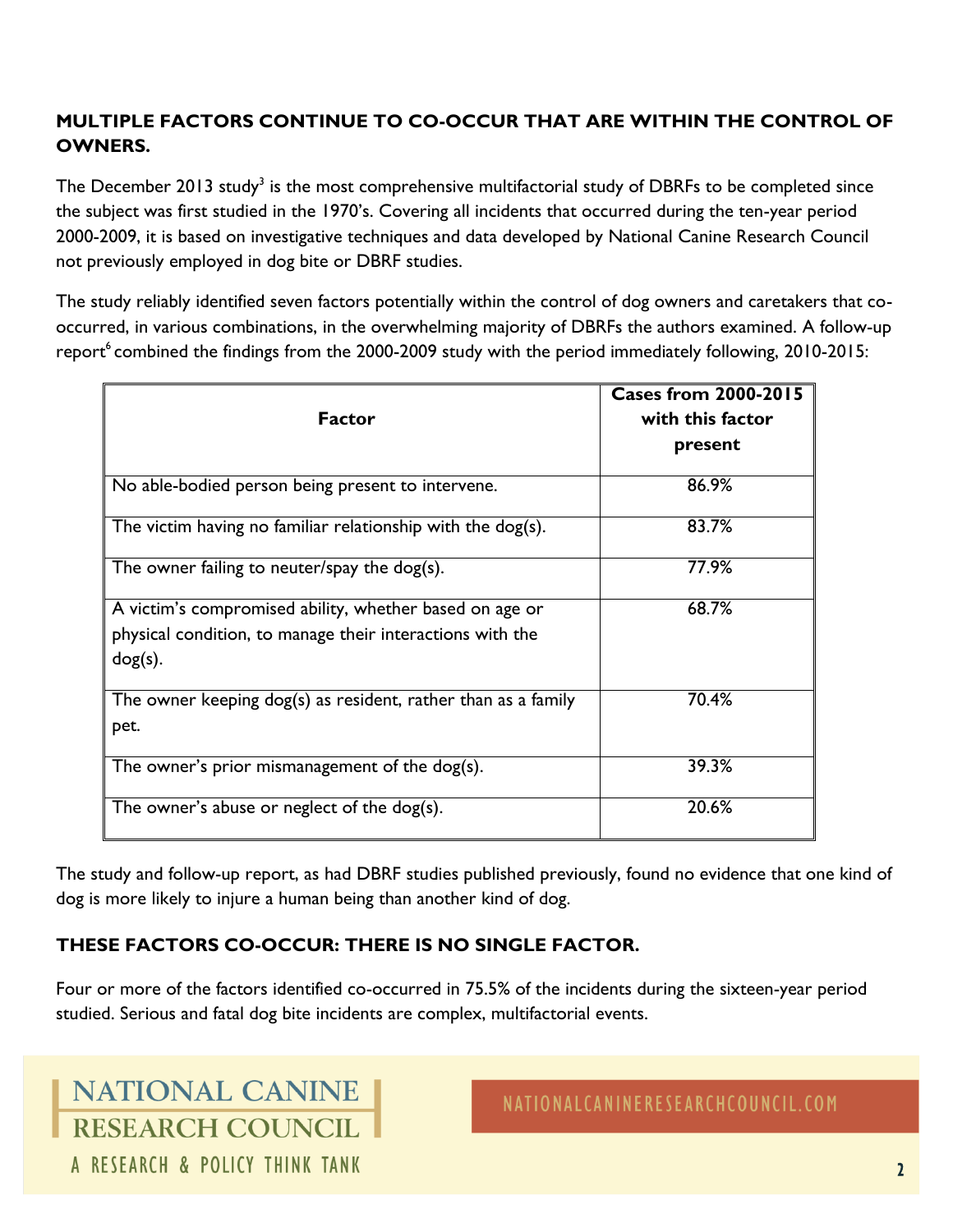## MULTIPLE FACTORS CONTINUE TO CO-OCCUR THAT ARE WITHIN THE CONTROL OF OWNERS.

The December 2013 study[3] is the most comprehensive multifactorial study of DBRFs to be completed since the subject was first studied in the 1970's. Covering all incidents that occurred during the ten-year period 2000-2009, it is based on investigative techniques and data developed by National Canine Research Council not previously employed in dog bite or DBRF studies.

The study reliably identified seven factors potentially within the control of dog owners and caretakers that co-occurred, in various combinations, in the overwhelming majority of DBRFs the authors examined. A follow-up report[6] combined the findings from the 2000-2009 study with the period immediately following, 2010-2015:

| Factor | Cases from 2000-2015 with this factor present |
|---|---|
| No able-bodied person being present to intervene. | 86.9% |
| The victim having no familiar relationship with the dog(s). | 83.7% |
| The owner failing to neuter/spay the dog(s). | 77.9% |
| A victim's compromised ability, whether based on age or physical condition, to manage their interactions with the dog(s). | 68.7% |
| The owner keeping dog(s) as resident, rather than as a family pet. | 70.4% |
| The owner's prior mismanagement of the dog(s). | 39.3% |
| The owner's abuse or neglect of the dog(s). | 20.6% |

The study and follow-up report, as had DBRF studies published previously, found no evidence that one kind of dog is more likely to injure a human being than another kind of dog.

## THESE FACTORS CO-OCCUR: THERE IS NO SINGLE FACTOR.

Four or more of the factors identified co-occurred in 75.5% of the incidents during the sixteen-year period studied. Serious and fatal dog bite incidents are complex, multifactorial events.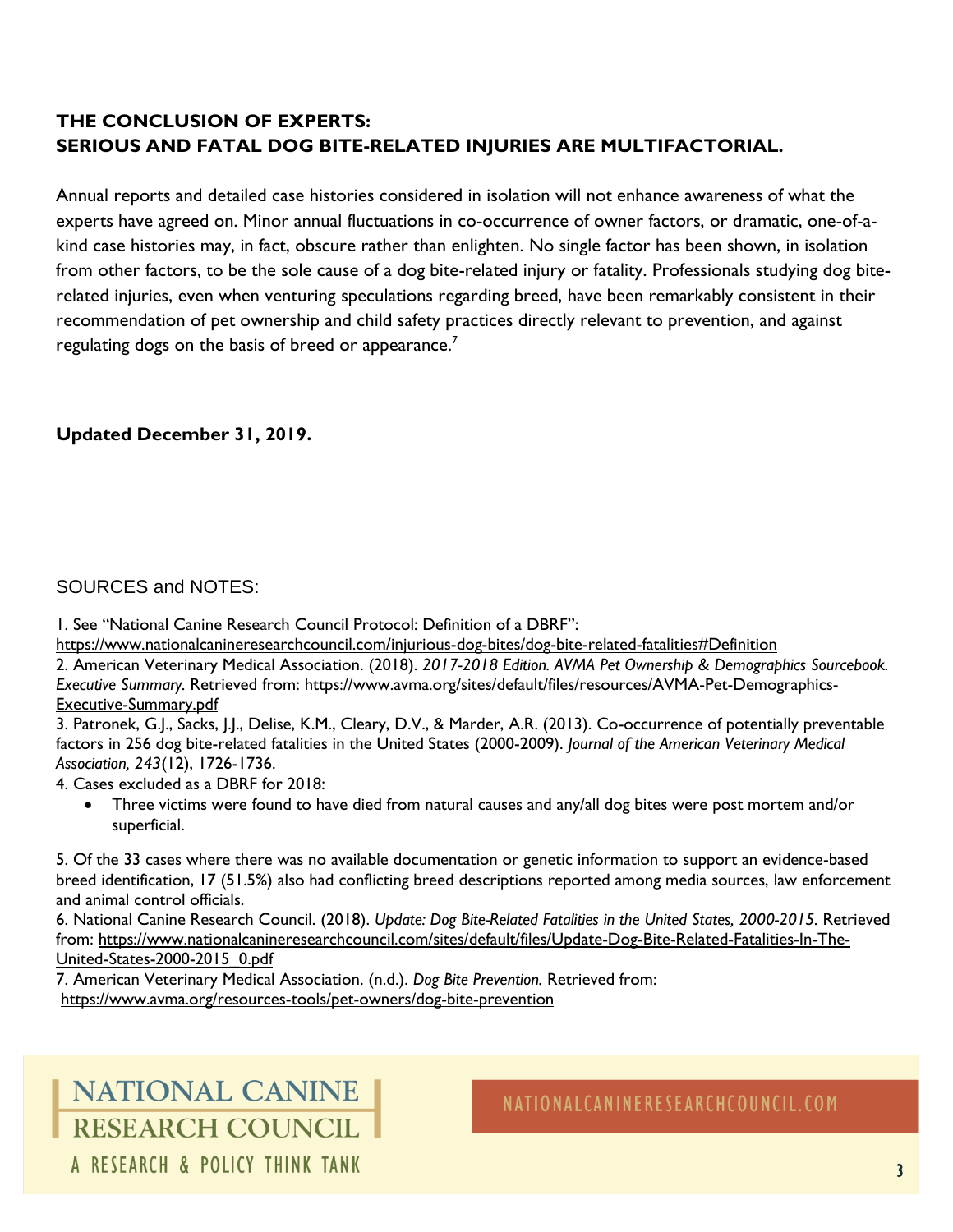## THE CONCLUSION OF EXPERTS:
## SERIOUS AND FATAL DOG BITE-RELATED INJURIES ARE MULTIFACTORIAL.

Annual reports and detailed case histories considered in isolation will not enhance awareness of what the experts have agreed on. Minor annual fluctuations in co-occurrence of owner factors, or dramatic, one-of-a-kind case histories may, in fact, obscure rather than enlighten. No single factor has been shown, in isolation from other factors, to be the sole cause of a dog bite-related injury or fatality. Professionals studying dog bite-related injuries, even when venturing speculations regarding breed, have been remarkably consistent in their recommendation of pet ownership and child safety practices directly relevant to prevention, and against regulating dogs on the basis of breed or appearance.[7]

**Updated December 31, 2019.**

SOURCES and NOTES:

1. See "National Canine Research Council Protocol: Definition of a DBRF": https://www.nationalcanineresearchcouncil.com/injurious-dog-bites/dog-bite-related-fatalities#Definition
2. American Veterinary Medical Association. (2018). *2017-2018 Edition. AVMA Pet Ownership & Demographics Sourcebook. Executive Summary.* Retrieved from: https://www.avma.org/sites/default/files/resources/AVMA-Pet-Demographics-Executive-Summary.pdf
3. Patronek, G.J., Sacks, J.J., Delise, K.M., Cleary, D.V., & Marder, A.R. (2013). Co-occurrence of potentially preventable factors in 256 dog bite-related fatalities in the United States (2000-2009). *Journal of the American Veterinary Medical Association, 243*(12), 1726-1736.
4. Cases excluded as a DBRF for 2018:
   - Three victims were found to have died from natural causes and any/all dog bites were post mortem and/or superficial.
5. Of the 33 cases where there was no available documentation or genetic information to support an evidence-based breed identification, 17 (51.5%) also had conflicting breed descriptions reported among media sources, law enforcement and animal control officials.
6. National Canine Research Council. (2018). *Update: Dog Bite-Related Fatalities in the United States, 2000-2015.* Retrieved from: https://www.nationalcanineresearchcouncil.com/sites/default/files/Update-Dog-Bite-Related-Fatalities-In-The-United-States-2000-2015_0.pdf
7. American Veterinary Medical Association. (n.d.). *Dog Bite Prevention.* Retrieved from: https://www.avma.org/resources-tools/pet-owners/dog-bite-prevention

NATIONAL CANINE RESEARCH COUNCIL
A RESEARCH & POLICY THINK TANK

NATIONALCANINERESEARCHCOUNCIL.COM